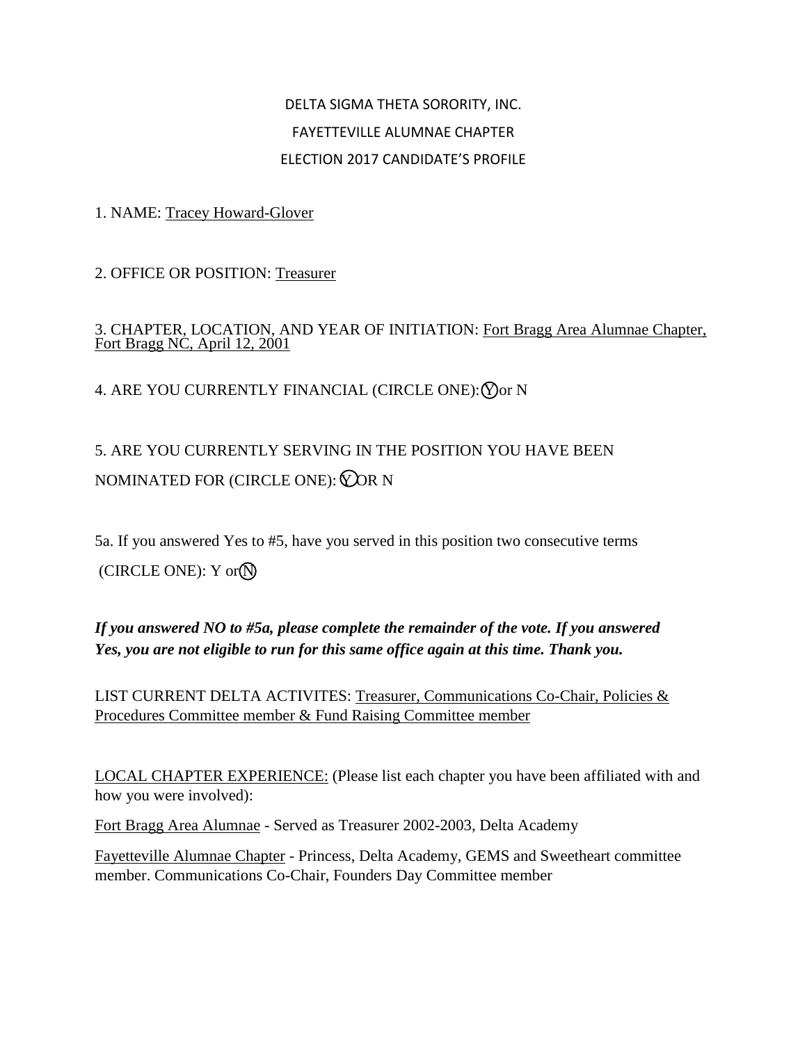DELTA SIGMA THETA SORORITY, INC.

FAYETTEVILLE ALUMNAE CHAPTER

ELECTION 2017 CANDIDATE'S PROFILE

1. NAME: Tracey Howard-Glover

2. OFFICE OR POSITION: Treasurer

3. CHAPTER, LOCATION, AND YEAR OF INITIATION: Fort Bragg Area Alumnae Chapter, Fort Bragg NC, April 12, 2001

4. ARE YOU CURRENTLY FINANCIAL (CIRCLE ONE): (Y) or N

5. ARE YOU CURRENTLY SERVING IN THE POSITION YOU HAVE BEEN NOMINATED FOR (CIRCLE ONE): (Y) OR N

5a. If you answered Yes to #5, have you served in this position two consecutive terms (CIRCLE ONE): Y or (N)

***If you answered NO to #5a, please complete the remainder of the vote. If you answered Yes, you are not eligible to run for this same office again at this time. Thank you.***

LIST CURRENT DELTA ACTIVITES: Treasurer, Communications Co-Chair, Policies & Procedures Committee member & Fund Raising Committee member

LOCAL CHAPTER EXPERIENCE: (Please list each chapter you have been affiliated with and how you were involved):

Fort Bragg Area Alumnae - Served as Treasurer 2002-2003, Delta Academy

Fayetteville Alumnae Chapter - Princess, Delta Academy, GEMS and Sweetheart committee member. Communications Co-Chair, Founders Day Committee member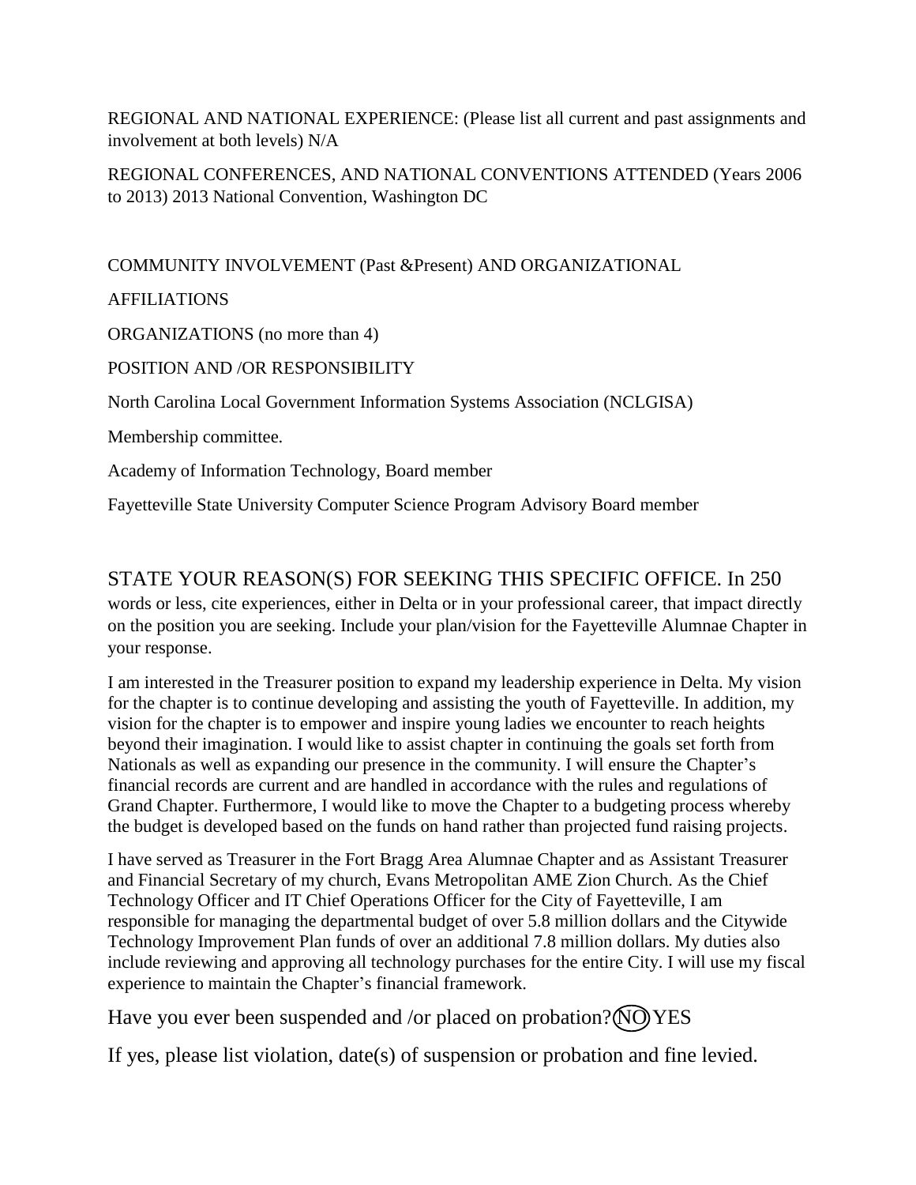REGIONAL AND NATIONAL EXPERIENCE: (Please list all current and past assignments and involvement at both levels) N/A

REGIONAL CONFERENCES, AND NATIONAL CONVENTIONS ATTENDED (Years 2006 to 2013) 2013 National Convention, Washington DC

COMMUNITY INVOLVEMENT (Past &Present) AND ORGANIZATIONAL

AFFILIATIONS

ORGANIZATIONS (no more than 4)

POSITION AND /OR RESPONSIBILITY

North Carolina Local Government Information Systems Association (NCLGISA)

Membership committee.

Academy of Information Technology, Board member

Fayetteville State University Computer Science Program Advisory Board member

STATE YOUR REASON(S) FOR SEEKING THIS SPECIFIC OFFICE. In 250 words or less, cite experiences, either in Delta or in your professional career, that impact directly on the position you are seeking. Include your plan/vision for the Fayetteville Alumnae Chapter in your response.

I am interested in the Treasurer position to expand my leadership experience in Delta. My vision for the chapter is to continue developing and assisting the youth of Fayetteville. In addition, my vision for the chapter is to empower and inspire young ladies we encounter to reach heights beyond their imagination. I would like to assist chapter in continuing the goals set forth from Nationals as well as expanding our presence in the community. I will ensure the Chapter's financial records are current and are handled in accordance with the rules and regulations of Grand Chapter. Furthermore, I would like to move the Chapter to a budgeting process whereby the budget is developed based on the funds on hand rather than projected fund raising projects.

I have served as Treasurer in the Fort Bragg Area Alumnae Chapter and as Assistant Treasurer and Financial Secretary of my church, Evans Metropolitan AME Zion Church. As the Chief Technology Officer and IT Chief Operations Officer for the City of Fayetteville, I am responsible for managing the departmental budget of over 5.8 million dollars and the Citywide Technology Improvement Plan funds of over an additional 7.8 million dollars. My duties also include reviewing and approving all technology purchases for the entire City. I will use my fiscal experience to maintain the Chapter's financial framework.

Have you ever been suspended and /or placed on probation? (NO) YES

If yes, please list violation, date(s) of suspension or probation and fine levied.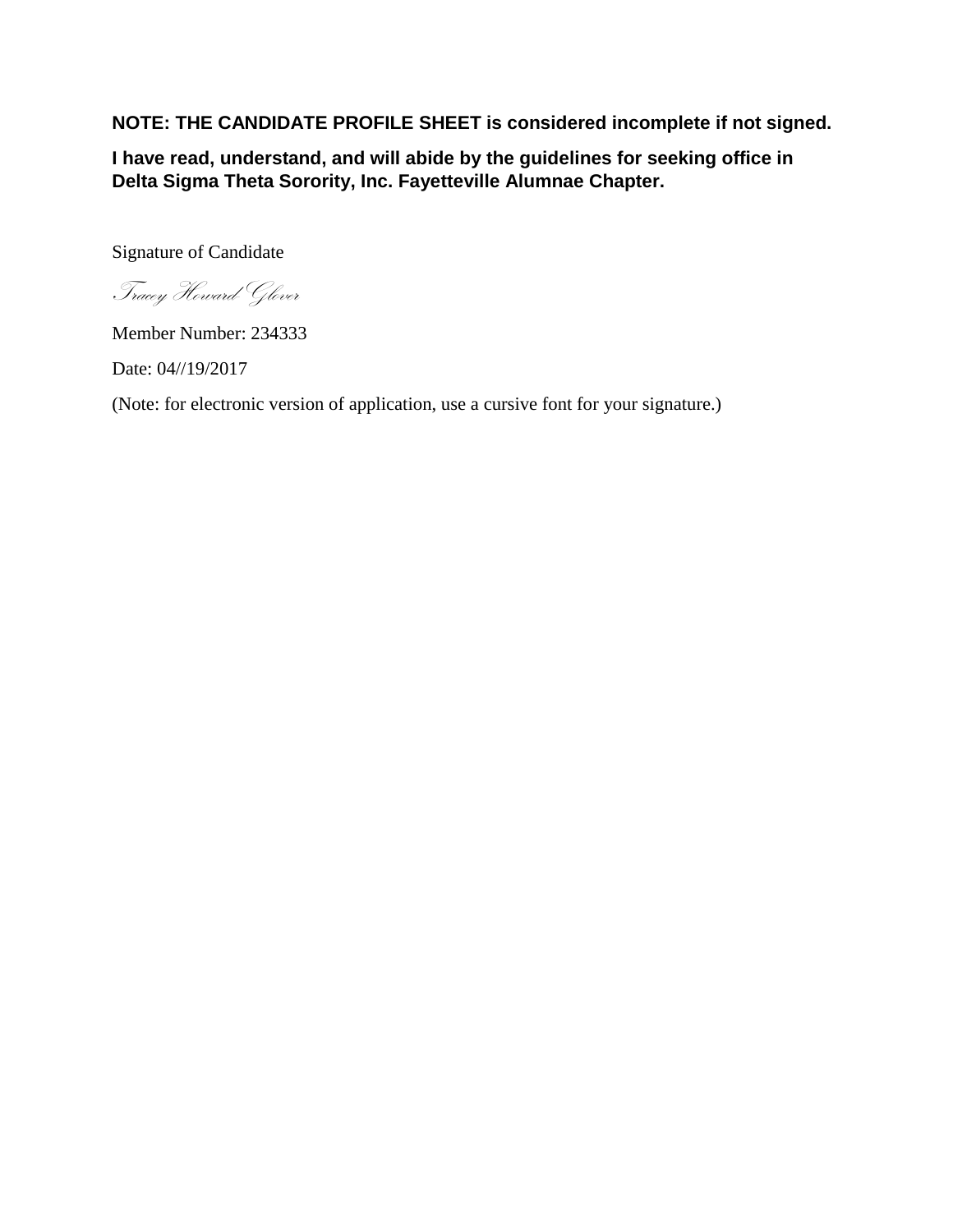**NOTE: THE CANDIDATE PROFILE SHEET is considered incomplete if not signed.**

**I have read, understand, and will abide by the guidelines for seeking office in Delta Sigma Theta Sorority, Inc. Fayetteville Alumnae Chapter.**

Signature of Candidate

*Tracey Howard Glover*

Member Number: 234333

Date: 04//19/2017

(Note: for electronic version of application, use a cursive font for your signature.)